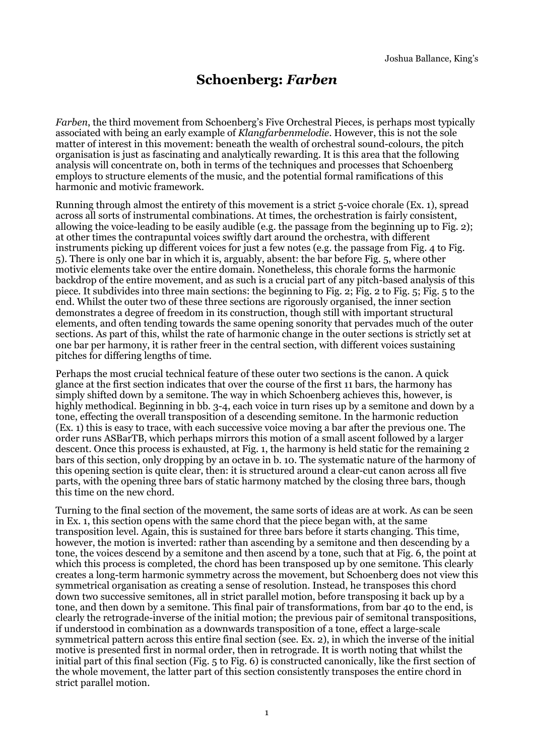Joshua Ballance, King's

# Schoenberg: *Farben*

*Farben*, the third movement from Schoenberg's Five Orchestral Pieces, is perhaps most typically associated with being an early example of *Klangfarbenmelodie*. However, this is not the sole matter of interest in this movement: beneath the wealth of orchestral sound-colours, the pitch organisation is just as fascinating and analytically rewarding. It is this area that the following analysis will concentrate on, both in terms of the techniques and processes that Schoenberg employs to structure elements of the music, and the potential formal ramifications of this harmonic and motivic framework.

Running through almost the entirety of this movement is a strict 5-voice chorale (Ex. 1), spread across all sorts of instrumental combinations. At times, the orchestration is fairly consistent, allowing the voice-leading to be easily audible (e.g. the passage from the beginning up to Fig. 2); at other times the contrapuntal voices swiftly dart around the orchestra, with different instruments picking up different voices for just a few notes (e.g. the passage from Fig. 4 to Fig. 5). There is only one bar in which it is, arguably, absent: the bar before Fig. 5, where other motivic elements take over the entire domain. Nonetheless, this chorale forms the harmonic backdrop of the entire movement, and as such is a crucial part of any pitch-based analysis of this piece. It subdivides into three main sections: the beginning to Fig. 2; Fig. 2 to Fig. 5; Fig. 5 to the end. Whilst the outer two of these three sections are rigorously organised, the inner section demonstrates a degree of freedom in its construction, though still with important structural elements, and often tending towards the same opening sonority that pervades much of the outer sections. As part of this, whilst the rate of harmonic change in the outer sections is strictly set at one bar per harmony, it is rather freer in the central section, with different voices sustaining pitches for differing lengths of time.

Perhaps the most crucial technical feature of these outer two sections is the canon. A quick glance at the first section indicates that over the course of the first 11 bars, the harmony has simply shifted down by a semitone. The way in which Schoenberg achieves this, however, is highly methodical. Beginning in bb. 3-4, each voice in turn rises up by a semitone and down by a tone, effecting the overall transposition of a descending semitone. In the harmonic reduction (Ex. 1) this is easy to trace, with each successive voice moving a bar after the previous one. The order runs ASBarTB, which perhaps mirrors this motion of a small ascent followed by a larger descent. Once this process is exhausted, at Fig. 1, the harmony is held static for the remaining 2 bars of this section, only dropping by an octave in b. 10. The systematic nature of the harmony of this opening section is quite clear, then: it is structured around a clear-cut canon across all five parts, with the opening three bars of static harmony matched by the closing three bars, though this time on the new chord.

Turning to the final section of the movement, the same sorts of ideas are at work. As can be seen in Ex. 1, this section opens with the same chord that the piece began with, at the same transposition level. Again, this is sustained for three bars before it starts changing. This time, however, the motion is inverted: rather than ascending by a semitone and then descending by a tone, the voices descend by a semitone and then ascend by a tone, such that at Fig. 6, the point at which this process is completed, the chord has been transposed up by one semitone. This clearly creates a long-term harmonic symmetry across the movement, but Schoenberg does not view this symmetrical organisation as creating a sense of resolution. Instead, he transposes this chord down two successive semitones, all in strict parallel motion, before transposing it back up by a tone, and then down by a semitone. This final pair of transformations, from bar 40 to the end, is clearly the retrograde-inverse of the initial motion; the previous pair of semitonal transpositions, if understood in combination as a downwards transposition of a tone, effect a large-scale symmetrical pattern across this entire final section (see. Ex. 2), in which the inverse of the initial motive is presented first in normal order, then in retrograde. It is worth noting that whilst the initial part of this final section (Fig. 5 to Fig. 6) is constructed canonically, like the first section of the whole movement, the latter part of this section consistently transposes the entire chord in strict parallel motion.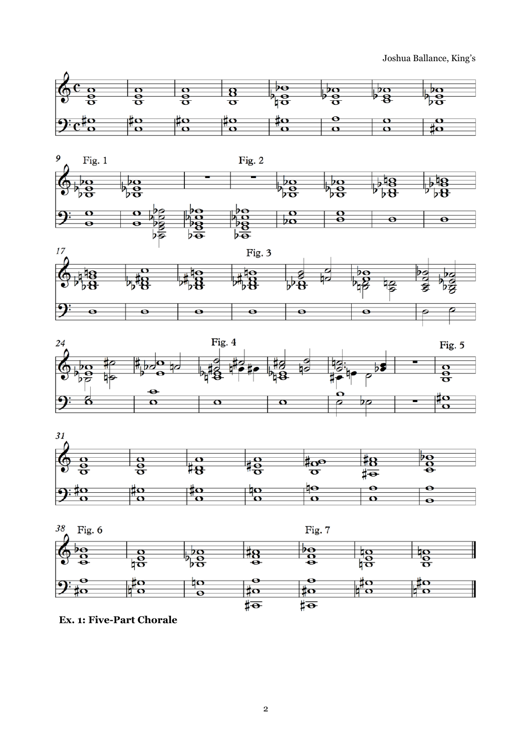Ex. 1: Five-Part Chorale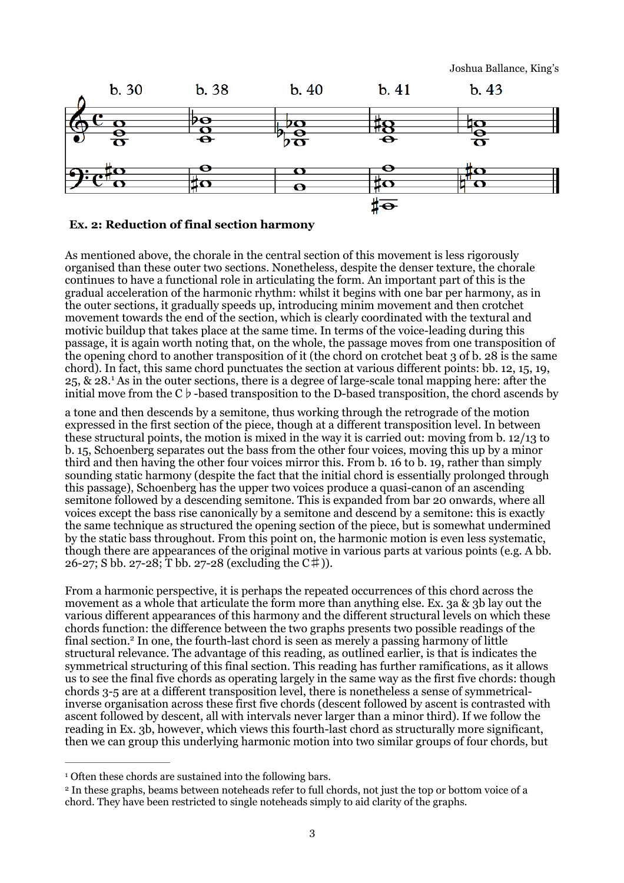**Ex. 2: Reduction of final section harmony**

As mentioned above, the chorale in the central section of this movement is less rigorously organised than these outer two sections. Nonetheless, despite the denser texture, the chorale continues to have a functional role in articulating the form. An important part of this is the gradual acceleration of the harmonic rhythm: whilst it begins with one bar per harmony, as in the outer sections, it gradually speeds up, introducing minim movement and then crotchet movement towards the end of the section, which is clearly coordinated with the textural and motivic buildup that takes place at the same time. In terms of the voice-leading during this passage, it is again worth noting that, on the whole, the passage moves from one transposition of the opening chord to another transposition of it (the chord on crotchet beat 3 of b. 28 is the same chord). In fact, this same chord punctuates the section at various different points: bb. 12, 15, 19, 25, & 28.[1] As in the outer sections, there is a degree of large-scale tonal mapping here: after the initial move from the C♭-based transposition to the D-based transposition, the chord ascends by a tone and then descends by a semitone, thus working through the retrograde of the motion expressed in the first section of the piece, though at a different transposition level. In between these structural points, the motion is mixed in the way it is carried out: moving from b. 12/13 to b. 15, Schoenberg separates out the bass from the other four voices, moving this up by a minor third and then having the other four voices mirror this. From b. 16 to b. 19, rather than simply sounding static harmony (despite the fact that the initial chord is essentially prolonged through this passage), Schoenberg has the upper two voices produce a quasi-canon of an ascending semitone followed by a descending semitone. This is expanded from bar 20 onwards, where all voices except the bass rise canonically by a semitone and descend by a semitone: this is exactly the same technique as structured the opening section of the piece, but is somewhat undermined by the static bass throughout. From this point on, the harmonic motion is even less systematic, though there are appearances of the original motive in various parts at various points (e.g. A bb. 26-27; S bb. 27-28; T bb. 27-28 (excluding the C♯)).

From a harmonic perspective, it is perhaps the repeated occurrences of this chord across the movement as a whole that articulate the form more than anything else. Ex. 3a & 3b lay out the various different appearances of this harmony and the different structural levels on which these chords function: the difference between the two graphs presents two possible readings of the final section.[2] In one, the fourth-last chord is seen as merely a passing harmony of little structural relevance. The advantage of this reading, as outlined earlier, is that is indicates the symmetrical structuring of this final section. This reading has further ramifications, as it allows us to see the final five chords as operating largely in the same way as the first five chords: though chords 3-5 are at a different transposition level, there is nonetheless a sense of symmetrical-inverse organisation across these first five chords (descent followed by ascent is contrasted with ascent followed by descent, all with intervals never larger than a minor third). If we follow the reading in Ex. 3b, however, which views this fourth-last chord as structurally more significant, then we can group this underlying harmonic motion into two similar groups of four chords, but

---

[1] Often these chords are sustained into the following bars.

[2] In these graphs, beams between noteheads refer to full chords, not just the top or bottom voice of a chord. They have been restricted to single noteheads simply to aid clarity of the graphs.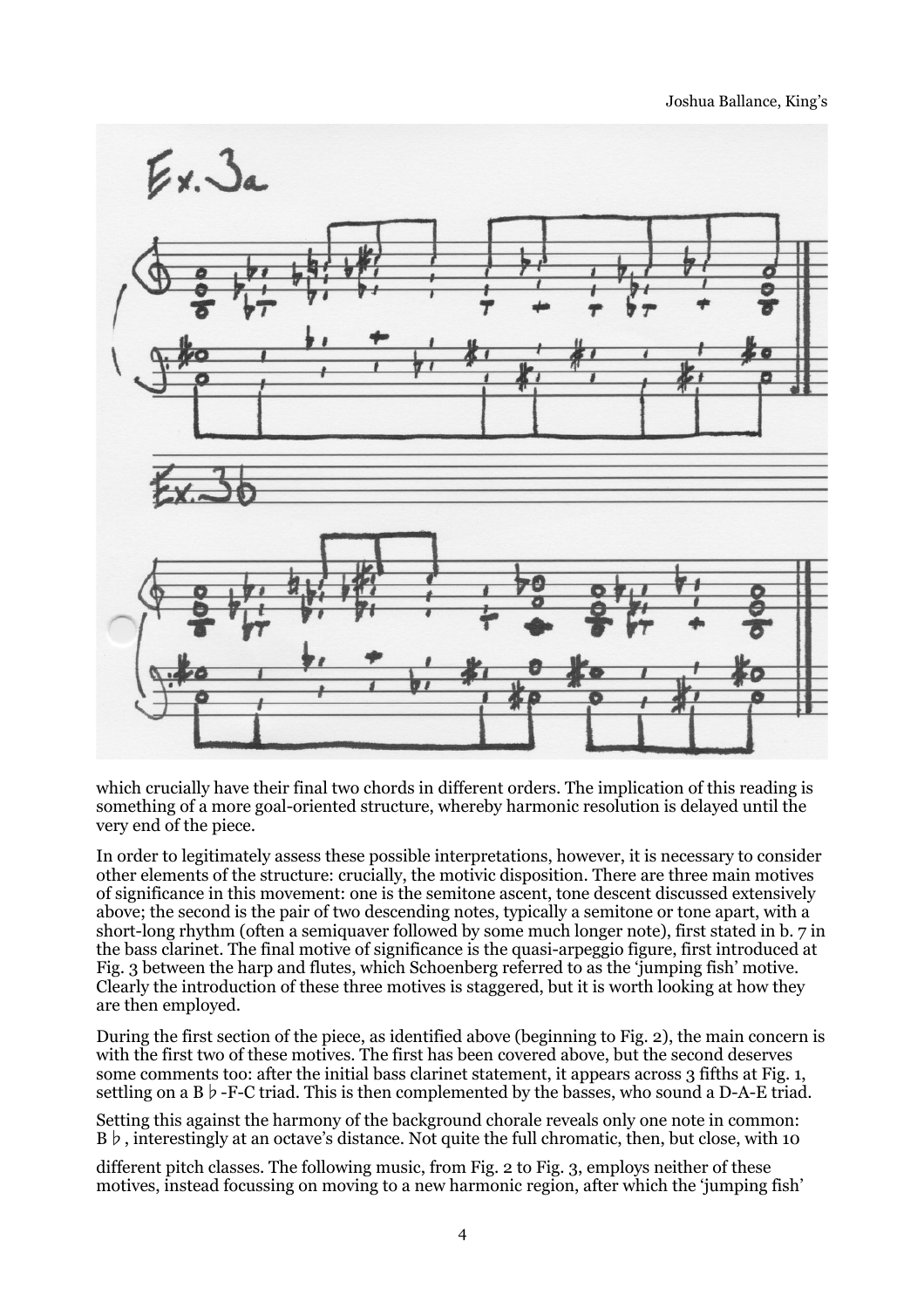which crucially have their final two chords in different orders. The implication of this reading is something of a more goal-oriented structure, whereby harmonic resolution is delayed until the very end of the piece.

In order to legitimately assess these possible interpretations, however, it is necessary to consider other elements of the structure: crucially, the motivic disposition. There are three main motives of significance in this movement: one is the semitone ascent, tone descent discussed extensively above; the second is the pair of two descending notes, typically a semitone or tone apart, with a short-long rhythm (often a semiquaver followed by some much longer note), first stated in b. 7 in the bass clarinet. The final motive of significance is the quasi-arpeggio figure, first introduced at Fig. 3 between the harp and flutes, which Schoenberg referred to as the 'jumping fish' motive. Clearly the introduction of these three motives is staggered, but it is worth looking at how they are then employed.

During the first section of the piece, as identified above (beginning to Fig. 2), the main concern is with the first two of these motives. The first has been covered above, but the second deserves some comments too: after the initial bass clarinet statement, it appears across 3 fifths at Fig. 1, settling on a B♭-F-C triad. This is then complemented by the basses, who sound a D-A-E triad.

Setting this against the harmony of the background chorale reveals only one note in common: B♭, interestingly at an octave's distance. Not quite the full chromatic, then, but close, with 10 different pitch classes. The following music, from Fig. 2 to Fig. 3, employs neither of these motives, instead focussing on moving to a new harmonic region, after which the 'jumping fish'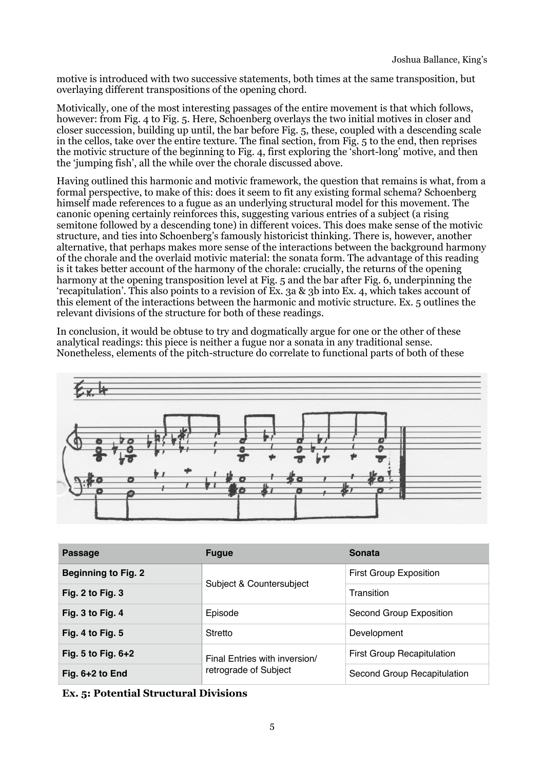motive is introduced with two successive statements, both times at the same transposition, but overlaying different transpositions of the opening chord.

Motivically, one of the most interesting passages of the entire movement is that which follows, however: from Fig. 4 to Fig. 5. Here, Schoenberg overlays the two initial motives in closer and closer succession, building up until, the bar before Fig. 5, these, coupled with a descending scale in the cellos, take over the entire texture. The final section, from Fig. 5 to the end, then reprises the motivic structure of the beginning to Fig. 4, first exploring the 'short-long' motive, and then the 'jumping fish', all the while over the chorale discussed above.

Having outlined this harmonic and motivic framework, the question that remains is what, from a formal perspective, to make of this: does it seem to fit any existing formal schema? Schoenberg himself made references to a fugue as an underlying structural model for this movement. The canonic opening certainly reinforces this, suggesting various entries of a subject (a rising semitone followed by a descending tone) in different voices. This does make sense of the motivic structure, and ties into Schoenberg's famously historicist thinking. There is, however, another alternative, that perhaps makes more sense of the interactions between the background harmony of the chorale and the overlaid motivic material: the sonata form. The advantage of this reading is it takes better account of the harmony of the chorale: crucially, the returns of the opening harmony at the opening transposition level at Fig. 5 and the bar after Fig. 6, underpinning the 'recapitulation'. This also points to a revision of Ex. 3a & 3b into Ex. 4, which takes account of this element of the interactions between the harmonic and motivic structure. Ex. 5 outlines the relevant divisions of the structure for both of these readings.

In conclusion, it would be obtuse to try and dogmatically argue for one or the other of these analytical readings: this piece is neither a fugue nor a sonata in any traditional sense. Nonetheless, elements of the pitch-structure do correlate to functional parts of both of these

Ex. 4

| Passage | Fugue | Sonata |
|---|---|---|
| Beginning to Fig. 2 | Subject & Countersubject | First Group Exposition |
| Fig. 2 to Fig. 3 | | Transition |
| Fig. 3 to Fig. 4 | Episode | Second Group Exposition |
| Fig. 4 to Fig. 5 | Stretto | Development |
| Fig. 5 to Fig. 6+2 | Final Entries with inversion/ retrograde of Subject | First Group Recapitulation |
| Fig. 6+2 to End | | Second Group Recapitulation |

**Ex. 5: Potential Structural Divisions**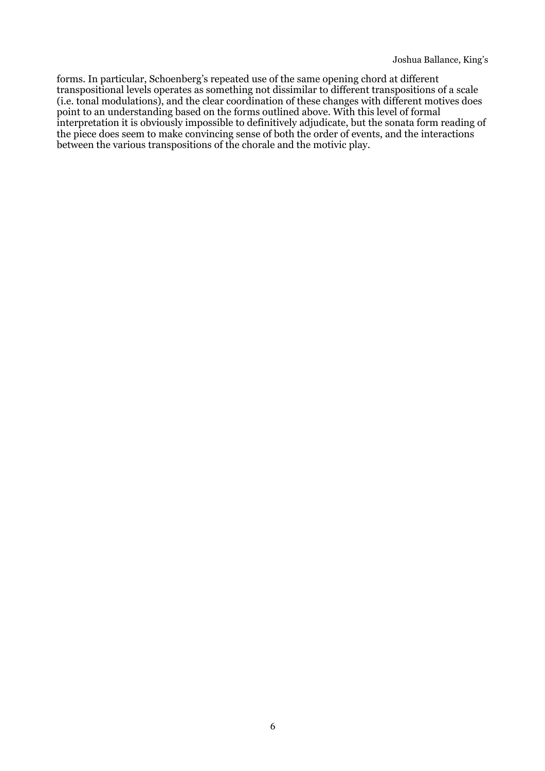forms. In particular, Schoenberg's repeated use of the same opening chord at different transpositional levels operates as something not dissimilar to different transpositions of a scale (i.e. tonal modulations), and the clear coordination of these changes with different motives does point to an understanding based on the forms outlined above. With this level of formal interpretation it is obviously impossible to definitively adjudicate, but the sonata form reading of the piece does seem to make convincing sense of both the order of events, and the interactions between the various transpositions of the chorale and the motivic play.